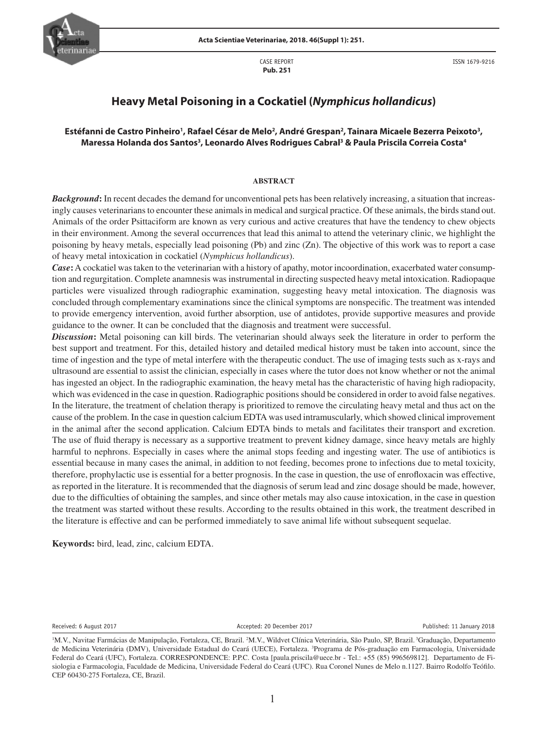CASE REPORT
**Pub. 251**

ISSN 1679-9216

# Heavy Metal Poisoning in a Cockatiel (*Nymphicus hollandicus*)

**Estéfanni de Castro Pinheiro[1], Rafael César de Melo[2], André Grespan[2], Tainara Micaele Bezerra Peixoto[3], Maressa Holanda dos Santos[3], Leonardo Alves Rodrigues Cabral[3] & Paula Priscila Correia Costa[4]**

## ABSTRACT

***Background*:** In recent decades the demand for unconventional pets has been relatively increasing, a situation that increasingly causes veterinarians to encounter these animals in medical and surgical practice. Of these animals, the birds stand out. Animals of the order Psittaciform are known as very curious and active creatures that have the tendency to chew objects in their environment. Among the several occurrences that lead this animal to attend the veterinary clinic, we highlight the poisoning by heavy metals, especially lead poisoning (Pb) and zinc (Zn). The objective of this work was to report a case of heavy metal intoxication in cockatiel (*Nymphicus hollandicus*).

***Case*:** A cockatiel was taken to the veterinarian with a history of apathy, motor incoordination, exacerbated water consumption and regurgitation. Complete anamnesis was instrumental in directing suspected heavy metal intoxication. Radiopaque particles were visualized through radiographic examination, suggesting heavy metal intoxication. The diagnosis was concluded through complementary examinations since the clinical symptoms are nonspecific. The treatment was intended to provide emergency intervention, avoid further absorption, use of antidotes, provide supportive measures and provide guidance to the owner. It can be concluded that the diagnosis and treatment were successful.

***Discussion*:** Metal poisoning can kill birds. The veterinarian should always seek the literature in order to perform the best support and treatment. For this, detailed history and detailed medical history must be taken into account, since the time of ingestion and the type of metal interfere with the therapeutic conduct. The use of imaging tests such as x-rays and ultrasound are essential to assist the clinician, especially in cases where the tutor does not know whether or not the animal has ingested an object. In the radiographic examination, the heavy metal has the characteristic of having high radiopacity, which was evidenced in the case in question. Radiographic positions should be considered in order to avoid false negatives. In the literature, the treatment of chelation therapy is prioritized to remove the circulating heavy metal and thus act on the cause of the problem. In the case in question calcium EDTA was used intramuscularly, which showed clinical improvement in the animal after the second application. Calcium EDTA binds to metals and facilitates their transport and excretion. The use of fluid therapy is necessary as a supportive treatment to prevent kidney damage, since heavy metals are highly harmful to nephrons. Especially in cases where the animal stops feeding and ingesting water. The use of antibiotics is essential because in many cases the animal, in addition to not feeding, becomes prone to infections due to metal toxicity, therefore, prophylactic use is essential for a better prognosis. In the case in question, the use of enrofloxacin was effective, as reported in the literature. It is recommended that the diagnosis of serum lead and zinc dosage should be made, however, due to the difficulties of obtaining the samples, and since other metals may also cause intoxication, in the case in question the treatment was started without these results. According to the results obtained in this work, the treatment described in the literature is effective and can be performed immediately to save animal life without subsequent sequelae.

**Keywords:** bird, lead, zinc, calcium EDTA.

Received: 6 August 2017 | Accepted: 20 December 2017 | Published: 11 January 2018

[1]M.V., Navitae Farmácias de Manipulação, Fortaleza, CE, Brazil. [2]M.V., Wildvet Clínica Veterinária, São Paulo, SP, Brazil. [3]Graduação, Departamento de Medicina Veterinária (DMV), Universidade Estadual do Ceará (UECE), Fortaleza. [3]Programa de Pós-graduação em Farmacologia, Universidade Federal do Ceará (UFC), Fortaleza. CORRESPONDENCE: P.P.C. Costa [paula.priscila@uece.br - Tel.: +55 (85) 996569812]. Departamento de Fisiologia e Farmacologia, Faculdade de Medicina, Universidade Federal do Ceará (UFC). Rua Coronel Nunes de Melo n.1127. Bairro Rodolfo Teófilo. CEP 60430-275 Fortaleza, CE, Brazil.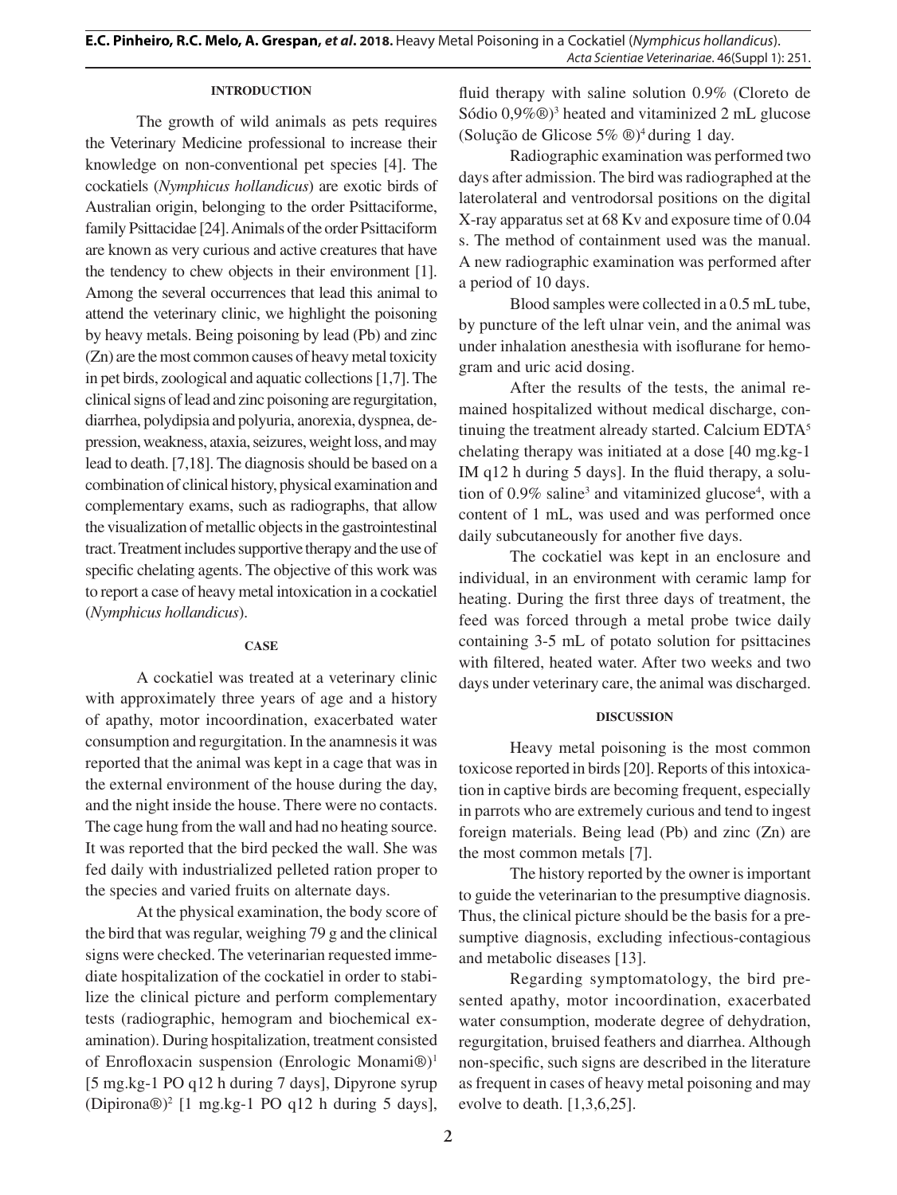## INTRODUCTION

The growth of wild animals as pets requires the Veterinary Medicine professional to increase their knowledge on non-conventional pet species [4]. The cockatiels (*Nymphicus hollandicus*) are exotic birds of Australian origin, belonging to the order Psittaciforme, family Psittacidae [24]. Animals of the order Psittaciform are known as very curious and active creatures that have the tendency to chew objects in their environment [1]. Among the several occurrences that lead this animal to attend the veterinary clinic, we highlight the poisoning by heavy metals. Being poisoning by lead (Pb) and zinc (Zn) are the most common causes of heavy metal toxicity in pet birds, zoological and aquatic collections [1,7]. The clinical signs of lead and zinc poisoning are regurgitation, diarrhea, polydipsia and polyuria, anorexia, dyspnea, depression, weakness, ataxia, seizures, weight loss, and may lead to death. [7,18]. The diagnosis should be based on a combination of clinical history, physical examination and complementary exams, such as radiographs, that allow the visualization of metallic objects in the gastrointestinal tract. Treatment includes supportive therapy and the use of specific chelating agents. The objective of this work was to report a case of heavy metal intoxication in a cockatiel (*Nymphicus hollandicus*).

## CASE

A cockatiel was treated at a veterinary clinic with approximately three years of age and a history of apathy, motor incoordination, exacerbated water consumption and regurgitation. In the anamnesis it was reported that the animal was kept in a cage that was in the external environment of the house during the day, and the night inside the house. There were no contacts. The cage hung from the wall and had no heating source. It was reported that the bird pecked the wall. She was fed daily with industrialized pelleted ration proper to the species and varied fruits on alternate days.

At the physical examination, the body score of the bird that was regular, weighing 79 g and the clinical signs were checked. The veterinarian requested immediate hospitalization of the cockatiel in order to stabilize the clinical picture and perform complementary tests (radiographic, hemogram and biochemical examination). During hospitalization, treatment consisted of Enrofloxacin suspension (Enrologic Monami®)[1] [5 mg.kg-1 PO q12 h during 7 days], Dipyrone syrup (Dipirona®)[2] [1 mg.kg-1 PO q12 h during 5 days], fluid therapy with saline solution 0.9% (Cloreto de Sódio 0,9%®)[3] heated and vitaminized 2 mL glucose (Solução de Glicose 5% ®)[4] during 1 day.

Radiographic examination was performed two days after admission. The bird was radiographed at the laterolateral and ventrodorsal positions on the digital X-ray apparatus set at 68 Kv and exposure time of 0.04 s. The method of containment used was the manual. A new radiographic examination was performed after a period of 10 days.

Blood samples were collected in a 0.5 mL tube, by puncture of the left ulnar vein, and the animal was under inhalation anesthesia with isoflurane for hemogram and uric acid dosing.

After the results of the tests, the animal remained hospitalized without medical discharge, continuing the treatment already started. Calcium EDTA[5] chelating therapy was initiated at a dose [40 mg.kg-1 IM q12 h during 5 days]. In the fluid therapy, a solution of 0.9% saline[3] and vitaminized glucose[4], with a content of 1 mL, was used and was performed once daily subcutaneously for another five days.

The cockatiel was kept in an enclosure and individual, in an environment with ceramic lamp for heating. During the first three days of treatment, the feed was forced through a metal probe twice daily containing 3-5 mL of potato solution for psittacines with filtered, heated water. After two weeks and two days under veterinary care, the animal was discharged.

## DISCUSSION

Heavy metal poisoning is the most common toxicose reported in birds [20]. Reports of this intoxication in captive birds are becoming frequent, especially in parrots who are extremely curious and tend to ingest foreign materials. Being lead (Pb) and zinc (Zn) are the most common metals [7].

The history reported by the owner is important to guide the veterinarian to the presumptive diagnosis. Thus, the clinical picture should be the basis for a presumptive diagnosis, excluding infectious-contagious and metabolic diseases [13].

Regarding symptomatology, the bird presented apathy, motor incoordination, exacerbated water consumption, moderate degree of dehydration, regurgitation, bruised feathers and diarrhea. Although non-specific, such signs are described in the literature as frequent in cases of heavy metal poisoning and may evolve to death. [1,3,6,25].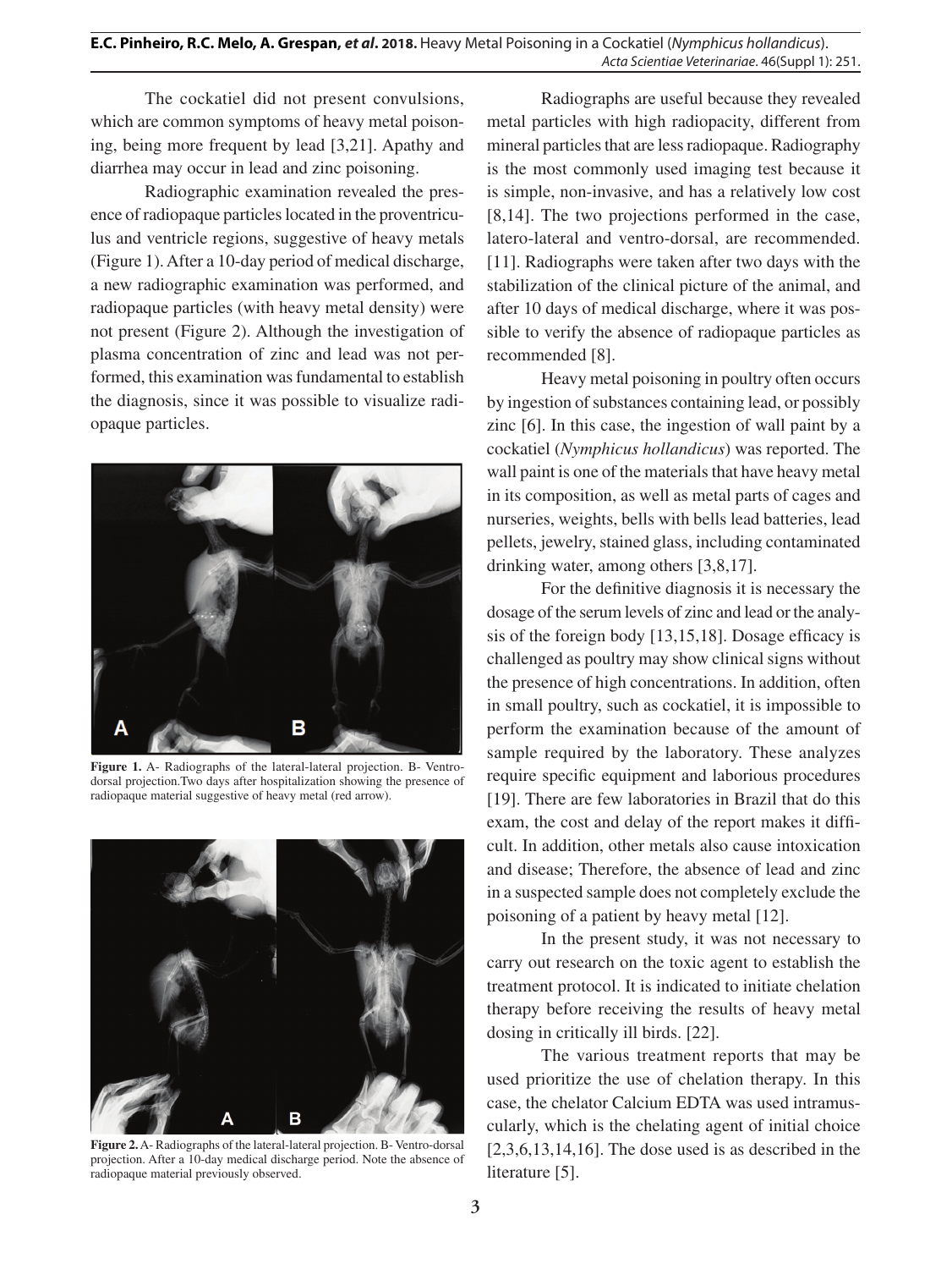The cockatiel did not present convulsions, which are common symptoms of heavy metal poisoning, being more frequent by lead [3,21]. Apathy and diarrhea may occur in lead and zinc poisoning.

Radiographic examination revealed the presence of radiopaque particles located in the proventriculus and ventricle regions, suggestive of heavy metals (Figure 1). After a 10-day period of medical discharge, a new radiographic examination was performed, and radiopaque particles (with heavy metal density) were not present (Figure 2). Although the investigation of plasma concentration of zinc and lead was not performed, this examination was fundamental to establish the diagnosis, since it was possible to visualize radiopaque particles.

**Figure 1.** A- Radiographs of the lateral-lateral projection. B- Ventrodorsal projection.Two days after hospitalization showing the presence of radiopaque material suggestive of heavy metal (red arrow).

**Figure 2.** A- Radiographs of the lateral-lateral projection. B- Ventro-dorsal projection. After a 10-day medical discharge period. Note the absence of radiopaque material previously observed.

Radiographs are useful because they revealed metal particles with high radiopacity, different from mineral particles that are less radiopaque. Radiography is the most commonly used imaging test because it is simple, non-invasive, and has a relatively low cost [8,14]. The two projections performed in the case, latero-lateral and ventro-dorsal, are recommended. [11]. Radiographs were taken after two days with the stabilization of the clinical picture of the animal, and after 10 days of medical discharge, where it was possible to verify the absence of radiopaque particles as recommended [8].

Heavy metal poisoning in poultry often occurs by ingestion of substances containing lead, or possibly zinc [6]. In this case, the ingestion of wall paint by a cockatiel (*Nymphicus hollandicus*) was reported. The wall paint is one of the materials that have heavy metal in its composition, as well as metal parts of cages and nurseries, weights, bells with bells lead batteries, lead pellets, jewelry, stained glass, including contaminated drinking water, among others [3,8,17].

For the definitive diagnosis it is necessary the dosage of the serum levels of zinc and lead or the analysis of the foreign body [13,15,18]. Dosage efficacy is challenged as poultry may show clinical signs without the presence of high concentrations. In addition, often in small poultry, such as cockatiel, it is impossible to perform the examination because of the amount of sample required by the laboratory. These analyzes require specific equipment and laborious procedures [19]. There are few laboratories in Brazil that do this exam, the cost and delay of the report makes it difficult. In addition, other metals also cause intoxication and disease; Therefore, the absence of lead and zinc in a suspected sample does not completely exclude the poisoning of a patient by heavy metal [12].

In the present study, it was not necessary to carry out research on the toxic agent to establish the treatment protocol. It is indicated to initiate chelation therapy before receiving the results of heavy metal dosing in critically ill birds. [22].

The various treatment reports that may be used prioritize the use of chelation therapy. In this case, the chelator Calcium EDTA was used intramuscularly, which is the chelating agent of initial choice [2,3,6,13,14,16]. The dose used is as described in the literature [5].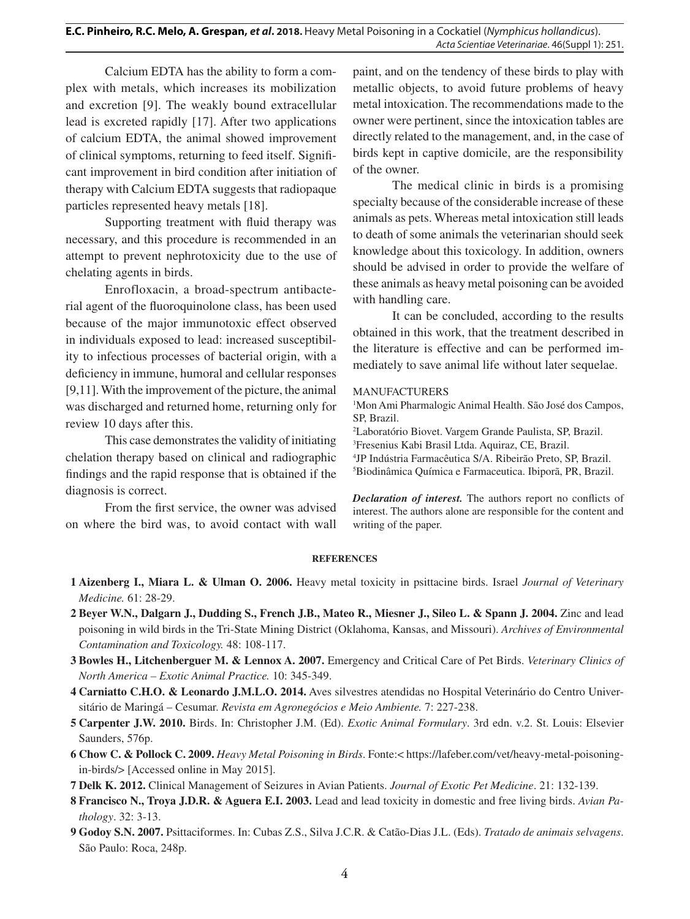Calcium EDTA has the ability to form a complex with metals, which increases its mobilization and excretion [9]. The weakly bound extracellular lead is excreted rapidly [17]. After two applications of calcium EDTA, the animal showed improvement of clinical symptoms, returning to feed itself. Significant improvement in bird condition after initiation of therapy with Calcium EDTA suggests that radiopaque particles represented heavy metals [18].

Supporting treatment with fluid therapy was necessary, and this procedure is recommended in an attempt to prevent nephrotoxicity due to the use of chelating agents in birds.

Enrofloxacin, a broad-spectrum antibacterial agent of the fluoroquinolone class, has been used because of the major immunotoxic effect observed in individuals exposed to lead: increased susceptibility to infectious processes of bacterial origin, with a deficiency in immune, humoral and cellular responses [9,11]. With the improvement of the picture, the animal was discharged and returned home, returning only for review 10 days after this.

This case demonstrates the validity of initiating chelation therapy based on clinical and radiographic findings and the rapid response that is obtained if the diagnosis is correct.

From the first service, the owner was advised on where the bird was, to avoid contact with wall paint, and on the tendency of these birds to play with metallic objects, to avoid future problems of heavy metal intoxication. The recommendations made to the owner were pertinent, since the intoxication tables are directly related to the management, and, in the case of birds kept in captive domicile, are the responsibility of the owner.

The medical clinic in birds is a promising specialty because of the considerable increase of these animals as pets. Whereas metal intoxication still leads to death of some animals the veterinarian should seek knowledge about this toxicology. In addition, owners should be advised in order to provide the welfare of these animals as heavy metal poisoning can be avoided with handling care.

It can be concluded, according to the results obtained in this work, that the treatment described in the literature is effective and can be performed immediately to save animal life without later sequelae.

MANUFACTURERS

[1]Mon Ami Pharmalogic Animal Health. São José dos Campos, SP, Brazil.
[2]Laboratório Biovet. Vargem Grande Paulista, SP, Brazil.
[3]Fresenius Kabi Brasil Ltda. Aquiraz, CE, Brazil.
[4]JP Indústria Farmacêutica S/A. Ribeirão Preto, SP, Brazil.
[5]Biodinâmica Química e Farmaceutica. Ibiporã, PR, Brazil.

***Declaration of interest.*** The authors report no conflicts of interest. The authors alone are responsible for the content and writing of the paper.

## REFERENCES

**1 Aizenberg I., Miara L. & Ulman O. 2006.** Heavy metal toxicity in psittacine birds. Israel *Journal of Veterinary Medicine.* 61: 28-29.

**2 Beyer W.N., Dalgarn J., Dudding S., French J.B., Mateo R., Miesner J., Sileo L. & Spann J. 2004.** Zinc and lead poisoning in wild birds in the Tri-State Mining District (Oklahoma, Kansas, and Missouri). *Archives of Environmental Contamination and Toxicology.* 48: 108-117.

**3 Bowles H., Litchenberguer M. & Lennox A. 2007.** Emergency and Critical Care of Pet Birds. *Veterinary Clinics of North America – Exotic Animal Practice.* 10: 345-349.

**4 Carniatto C.H.O. & Leonardo J.M.L.O. 2014.** Aves silvestres atendidas no Hospital Veterinário do Centro Universitário de Maringá – Cesumar. *Revista em Agronegócios e Meio Ambiente.* 7: 227-238.

**5 Carpenter J.W. 2010.** Birds. In: Christopher J.M. (Ed). *Exotic Animal Formulary*. 3rd edn. v.2. St. Louis: Elsevier Saunders, 576p.

**6 Chow C. & Pollock C. 2009.** *Heavy Metal Poisoning in Birds*. Fonte:< https://lafeber.com/vet/heavy-metal-poisoning-in-birds/> [Accessed online in May 2015].

**7 Delk K. 2012.** Clinical Management of Seizures in Avian Patients. *Journal of Exotic Pet Medicine*. 21: 132-139.

**8 Francisco N., Troya J.D.R. & Aguera E.I. 2003.** Lead and lead toxicity in domestic and free living birds. *Avian Pathology*. 32: 3-13.

**9 Godoy S.N. 2007.** Psittaciformes. In: Cubas Z.S., Silva J.C.R. & Catão-Dias J.L. (Eds). *Tratado de animais selvagens*. São Paulo: Roca, 248p.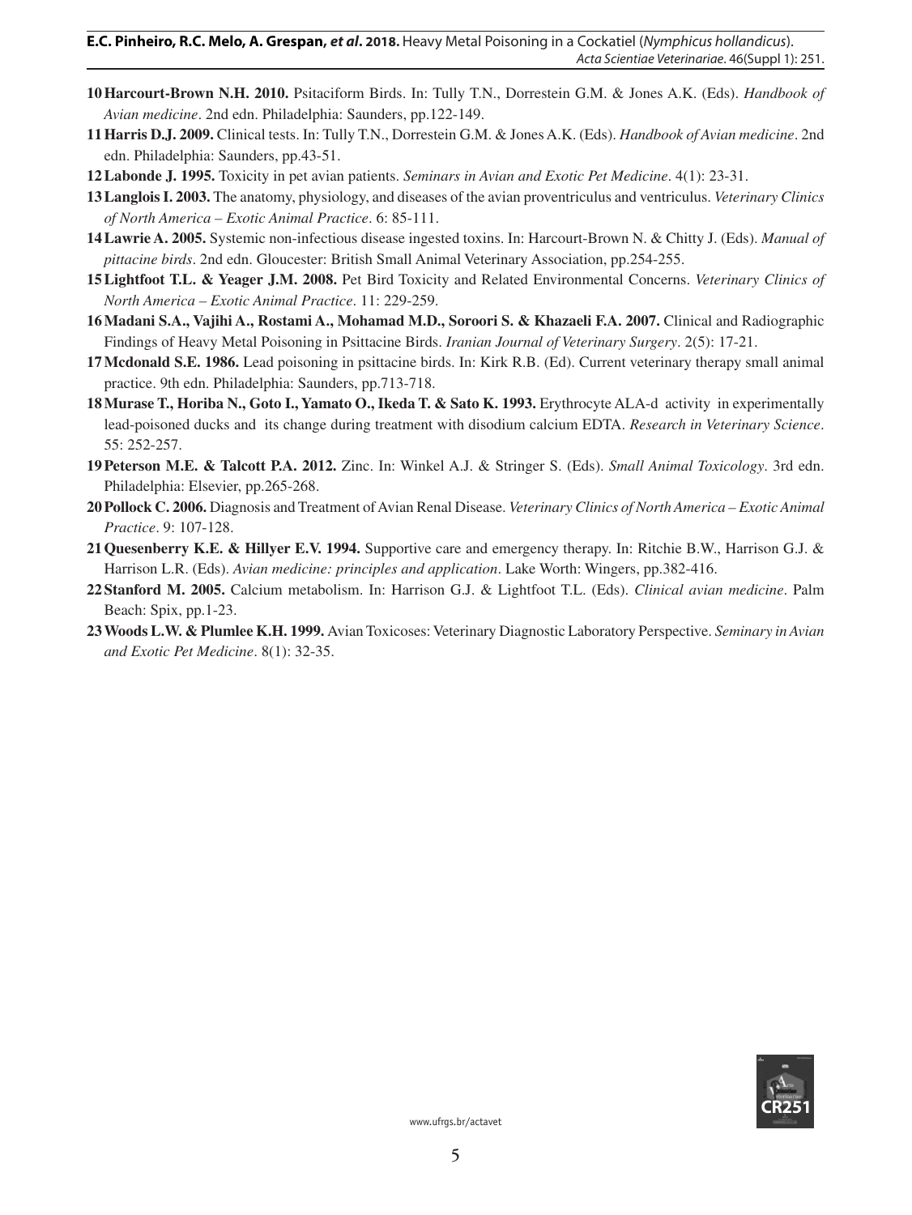10 **Harcourt-Brown N.H. 2010.** Psitaciform Birds. In: Tully T.N., Dorrestein G.M. & Jones A.K. (Eds). *Handbook of Avian medicine*. 2nd edn. Philadelphia: Saunders, pp.122-149.

11 **Harris D.J. 2009.** Clinical tests. In: Tully T.N., Dorrestein G.M. & Jones A.K. (Eds). *Handbook of Avian medicine*. 2nd edn. Philadelphia: Saunders, pp.43-51.

12 **Labonde J. 1995.** Toxicity in pet avian patients. *Seminars in Avian and Exotic Pet Medicine*. 4(1): 23-31.

13 **Langlois I. 2003.** The anatomy, physiology, and diseases of the avian proventriculus and ventriculus. *Veterinary Clinics of North America – Exotic Animal Practice*. 6: 85-111.

14 **Lawrie A. 2005.** Systemic non-infectious disease ingested toxins. In: Harcourt-Brown N. & Chitty J. (Eds). *Manual of pittacine birds*. 2nd edn. Gloucester: British Small Animal Veterinary Association, pp.254-255.

15 **Lightfoot T.L. & Yeager J.M. 2008.** Pet Bird Toxicity and Related Environmental Concerns. *Veterinary Clinics of North America – Exotic Animal Practice*. 11: 229-259.

16 **Madani S.A., Vajihi A., Rostami A., Mohamad M.D., Soroori S. & Khazaeli F.A. 2007.** Clinical and Radiographic Findings of Heavy Metal Poisoning in Psittacine Birds. *Iranian Journal of Veterinary Surgery*. 2(5): 17-21.

17 **Mcdonald S.E. 1986.** Lead poisoning in psittacine birds. In: Kirk R.B. (Ed). Current veterinary therapy small animal practice. 9th edn. Philadelphia: Saunders, pp.713-718.

18 **Murase T., Horiba N., Goto I., Yamato O., Ikeda T. & Sato K. 1993.** Erythrocyte ALA-d activity in experimentally lead-poisoned ducks and its change during treatment with disodium calcium EDTA. *Research in Veterinary Science*. 55: 252-257.

19 **Peterson M.E. & Talcott P.A. 2012.** Zinc. In: Winkel A.J. & Stringer S. (Eds). *Small Animal Toxicology*. 3rd edn. Philadelphia: Elsevier, pp.265-268.

20 **Pollock C. 2006.** Diagnosis and Treatment of Avian Renal Disease. *Veterinary Clinics of North America – Exotic Animal Practice*. 9: 107-128.

21 **Quesenberry K.E. & Hillyer E.V. 1994.** Supportive care and emergency therapy. In: Ritchie B.W., Harrison G.J. & Harrison L.R. (Eds). *Avian medicine: principles and application*. Lake Worth: Wingers, pp.382-416.

22 **Stanford M. 2005.** Calcium metabolism. In: Harrison G.J. & Lightfoot T.L. (Eds). *Clinical avian medicine*. Palm Beach: Spix, pp.1-23.

23 **Woods L.W. & Plumlee K.H. 1999.** Avian Toxicoses: Veterinary Diagnostic Laboratory Perspective. *Seminary in Avian and Exotic Pet Medicine*. 8(1): 32-35.